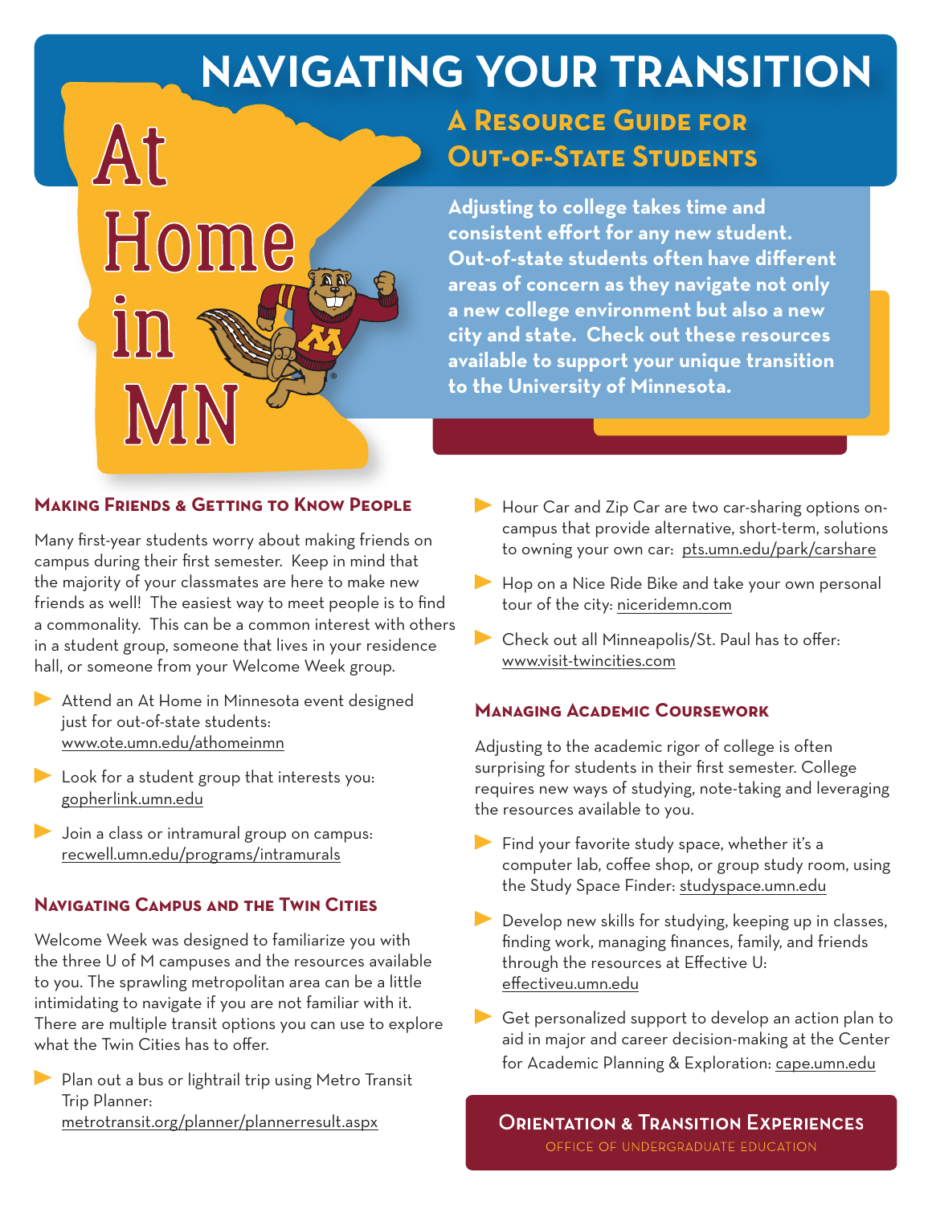# NAVIGATING YOUR TRANSITION

## A Resource Guide for Out-of-State Students

At Home in MN

**Adjusting to college takes time and consistent effort for any new student. Out-of-state students often have different areas of concern as they navigate not only a new college environment but also a new city and state. Check out these resources available to support your unique transition to the University of Minnesota.**

### Making Friends & Getting to Know People

Many first-year students worry about making friends on campus during their first semester. Keep in mind that the majority of your classmates are here to make new friends as well! The easiest way to meet people is to find a commonality. This can be a common interest with others in a student group, someone that lives in your residence hall, or someone from your Welcome Week group.

- Attend an At Home in Minnesota event designed just for out-of-state students: www.ote.umn.edu/athomeinmn
- Look for a student group that interests you: gopherlink.umn.edu
- Join a class or intramural group on campus: recwell.umn.edu/programs/intramurals

### Navigating Campus and the Twin Cities

Welcome Week was designed to familiarize you with the three U of M campuses and the resources available to you. The sprawling metropolitan area can be a little intimidating to navigate if you are not familiar with it. There are multiple transit options you can use to explore what the Twin Cities has to offer.

- Plan out a bus or lightrail trip using Metro Transit Trip Planner: metrotransit.org/planner/plannerresult.aspx
- Hour Car and Zip Car are two car-sharing options on-campus that provide alternative, short-term, solutions to owning your own car: pts.umn.edu/park/carshare
- Hop on a Nice Ride Bike and take your own personal tour of the city: niceridemn.com
- Check out all Minneapolis/St. Paul has to offer: www.visit-twincities.com

### Managing Academic Coursework

Adjusting to the academic rigor of college is often surprising for students in their first semester. College requires new ways of studying, note-taking and leveraging the resources available to you.

- Find your favorite study space, whether it's a computer lab, coffee shop, or group study room, using the Study Space Finder: studyspace.umn.edu
- Develop new skills for studying, keeping up in classes, finding work, managing finances, family, and friends through the resources at Effective U: effectiveu.umn.edu
- Get personalized support to develop an action plan to aid in major and career decision-making at the Center for Academic Planning & Exploration: cape.umn.edu

**Orientation & Transition Experiences**
Office of Undergraduate Education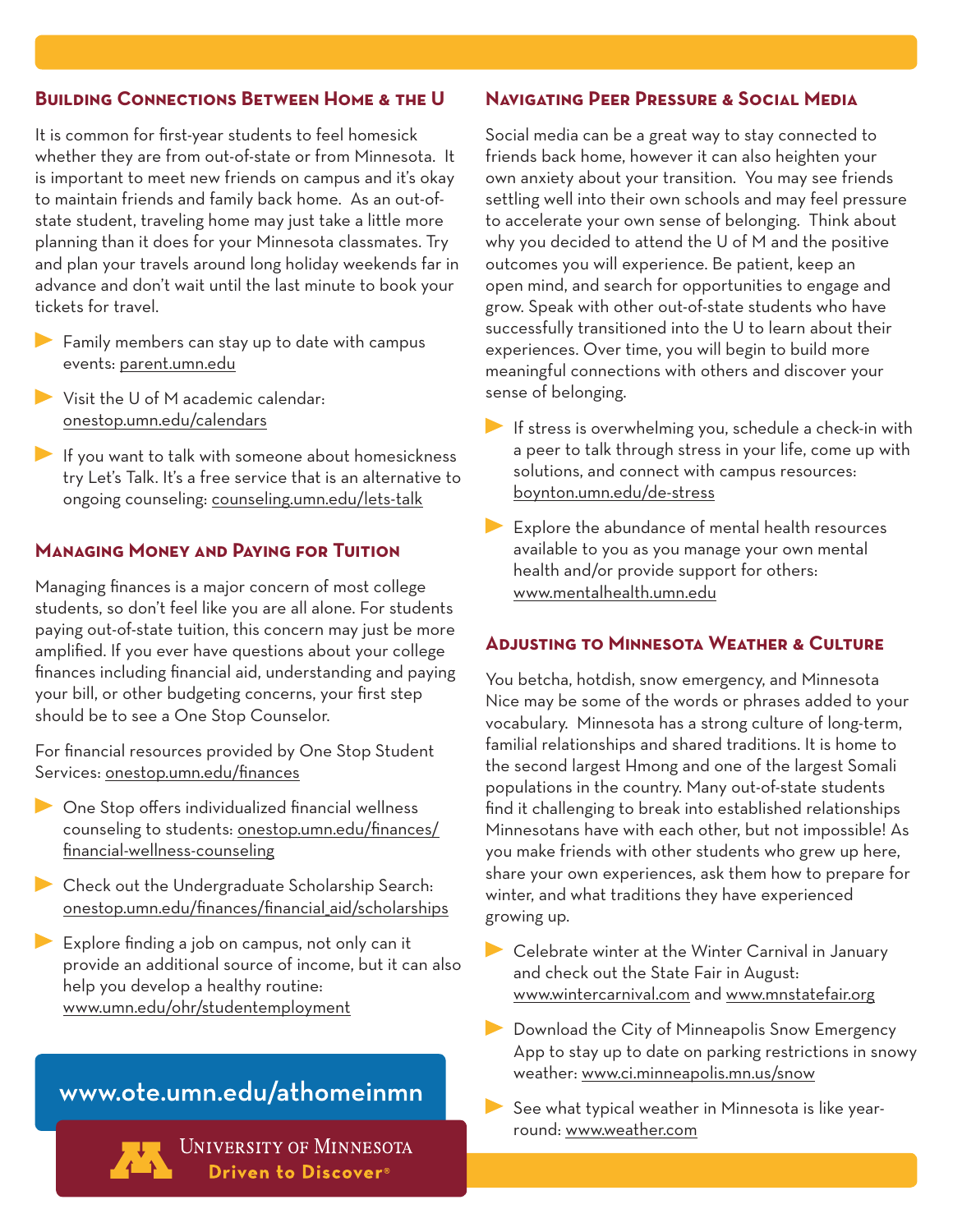## Building Connections Between Home & the U

It is common for first-year students to feel homesick whether they are from out-of-state or from Minnesota. It is important to meet new friends on campus and it's okay to maintain friends and family back home. As an out-of-state student, traveling home may just take a little more planning than it does for your Minnesota classmates. Try and plan your travels around long holiday weekends far in advance and don't wait until the last minute to book your tickets for travel.

- Family members can stay up to date with campus events: parent.umn.edu
- Visit the U of M academic calendar: onestop.umn.edu/calendars
- If you want to talk with someone about homesickness try Let's Talk. It's a free service that is an alternative to ongoing counseling: counseling.umn.edu/lets-talk

## Managing Money and Paying for Tuition

Managing finances is a major concern of most college students, so don't feel like you are all alone. For students paying out-of-state tuition, this concern may just be more amplified. If you ever have questions about your college finances including financial aid, understanding and paying your bill, or other budgeting concerns, your first step should be to see a One Stop Counselor.

For financial resources provided by One Stop Student Services: onestop.umn.edu/finances

- One Stop offers individualized financial wellness counseling to students: onestop.umn.edu/finances/financial-wellness-counseling
- Check out the Undergraduate Scholarship Search: onestop.umn.edu/finances/financial_aid/scholarships
- Explore finding a job on campus, not only can it provide an additional source of income, but it can also help you develop a healthy routine: www.umn.edu/ohr/studentemployment

**www.ote.umn.edu/athomeinmn**

University of Minnesota
Driven to Discover®

## Navigating Peer Pressure & Social Media

Social media can be a great way to stay connected to friends back home, however it can also heighten your own anxiety about your transition. You may see friends settling well into their own schools and may feel pressure to accelerate your own sense of belonging. Think about why you decided to attend the U of M and the positive outcomes you will experience. Be patient, keep an open mind, and search for opportunities to engage and grow. Speak with other out-of-state students who have successfully transitioned into the U to learn about their experiences. Over time, you will begin to build more meaningful connections with others and discover your sense of belonging.

- If stress is overwhelming you, schedule a check-in with a peer to talk through stress in your life, come up with solutions, and connect with campus resources: boynton.umn.edu/de-stress
- Explore the abundance of mental health resources available to you as you manage your own mental health and/or provide support for others: www.mentalhealth.umn.edu

## Adjusting to Minnesota Weather & Culture

You betcha, hotdish, snow emergency, and Minnesota Nice may be some of the words or phrases added to your vocabulary. Minnesota has a strong culture of long-term, familial relationships and shared traditions. It is home to the second largest Hmong and one of the largest Somali populations in the country. Many out-of-state students find it challenging to break into established relationships Minnesotans have with each other, but not impossible! As you make friends with other students who grew up here, share your own experiences, ask them how to prepare for winter, and what traditions they have experienced growing up.

- Celebrate winter at the Winter Carnival in January and check out the State Fair in August: www.wintercarnival.com and www.mnstatefair.org
- Download the City of Minneapolis Snow Emergency App to stay up to date on parking restrictions in snowy weather: www.ci.minneapolis.mn.us/snow
- See what typical weather in Minnesota is like year-round: www.weather.com